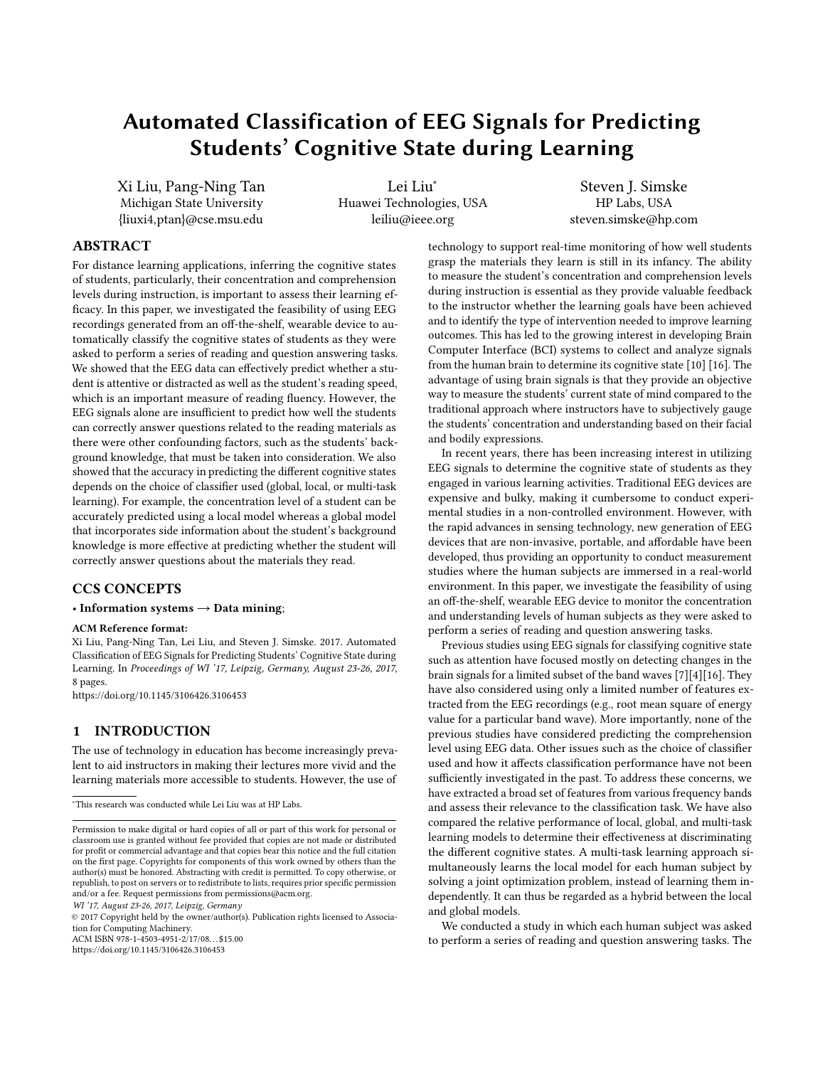# Automated Classification of EEG Signals for Predicting Students' Cognitive State during Learning

Xi Liu, Pang-Ning Tan
Michigan State University
{liuxi4,ptan}@cse.msu.edu

Lei Liu*
Huawei Technologies, USA
leiliu@ieee.org

Steven J. Simske
HP Labs, USA
steven.simske@hp.com

## ABSTRACT

For distance learning applications, inferring the cognitive states of students, particularly, their concentration and comprehension levels during instruction, is important to assess their learning efficacy. In this paper, we investigated the feasibility of using EEG recordings generated from an off-the-shelf, wearable device to automatically classify the cognitive states of students as they were asked to perform a series of reading and question answering tasks. We showed that the EEG data can effectively predict whether a student is attentive or distracted as well as the student's reading speed, which is an important measure of reading fluency. However, the EEG signals alone are insufficient to predict how well the students can correctly answer questions related to the reading materials as there were other confounding factors, such as the students' background knowledge, that must be taken into consideration. We also showed that the accuracy in predicting the different cognitive states depends on the choice of classifier used (global, local, or multi-task learning). For example, the concentration level of a student can be accurately predicted using a local model whereas a global model that incorporates side information about the student's background knowledge is more effective at predicting whether the student will correctly answer questions about the materials they read.

## CCS CONCEPTS

• **Information systems → Data mining**;

**ACM Reference format:**
Xi Liu, Pang-Ning Tan, Lei Liu, and Steven J. Simske. 2017. Automated Classification of EEG Signals for Predicting Students' Cognitive State during Learning. In *Proceedings of WI '17, Leipzig, Germany, August 23-26, 2017,* 8 pages.
https://doi.org/10.1145/3106426.3106453

## 1 INTRODUCTION

The use of technology in education has become increasingly prevalent to aid instructors in making their lectures more vivid and the learning materials more accessible to students. However, the use of technology to support real-time monitoring of how well students grasp the materials they learn is still in its infancy. The ability to measure the student's concentration and comprehension levels during instruction is essential as they provide valuable feedback to the instructor whether the learning goals have been achieved and to identify the type of intervention needed to improve learning outcomes. This has led to the growing interest in developing Brain Computer Interface (BCI) systems to collect and analyze signals from the human brain to determine its cognitive state [10] [16]. The advantage of using brain signals is that they provide an objective way to measure the students' current state of mind compared to the traditional approach where instructors have to subjectively gauge the students' concentration and understanding based on their facial and bodily expressions.

In recent years, there has been increasing interest in utilizing EEG signals to determine the cognitive state of students as they engaged in various learning activities. Traditional EEG devices are expensive and bulky, making it cumbersome to conduct experimental studies in a non-controlled environment. However, with the rapid advances in sensing technology, new generation of EEG devices that are non-invasive, portable, and affordable have been developed, thus providing an opportunity to conduct measurement studies where the human subjects are immersed in a real-world environment. In this paper, we investigate the feasibility of using an off-the-shelf, wearable EEG device to monitor the concentration and understanding levels of human subjects as they were asked to perform a series of reading and question answering tasks.

Previous studies using EEG signals for classifying cognitive state such as attention have focused mostly on detecting changes in the brain signals for a limited subset of the band waves [7][4][16]. They have also considered using only a limited number of features extracted from the EEG recordings (e.g., root mean square of energy value for a particular band wave). More importantly, none of the previous studies have considered predicting the comprehension level using EEG data. Other issues such as the choice of classifier used and how it affects classification performance have not been sufficiently investigated in the past. To address these concerns, we have extracted a broad set of features from various frequency bands and assess their relevance to the classification task. We have also compared the relative performance of local, global, and multi-task learning models to determine their effectiveness at discriminating the different cognitive states. A multi-task learning approach simultaneously learns the local model for each human subject by solving a joint optimization problem, instead of learning them independently. It can thus be regarded as a hybrid between the local and global models.

We conducted a study in which each human subject was asked to perform a series of reading and question answering tasks. The

*This research was conducted while Lei Liu was at HP Labs.

Permission to make digital or hard copies of all or part of this work for personal or classroom use is granted without fee provided that copies are not made or distributed for profit or commercial advantage and that copies bear this notice and the full citation on the first page. Copyrights for components of this work owned by others than the author(s) must be honored. Abstracting with credit is permitted. To copy otherwise, or republish, to post on servers or to redistribute to lists, requires prior specific permission and/or a fee. Request permissions from permissions@acm.org.
*WI '17, August 23-26, 2017, Leipzig, Germany*
© 2017 Copyright held by the owner/author(s). Publication rights licensed to Association for Computing Machinery.
ACM ISBN 978-1-4503-4951-2/17/08…$15.00
https://doi.org/10.1145/3106426.3106453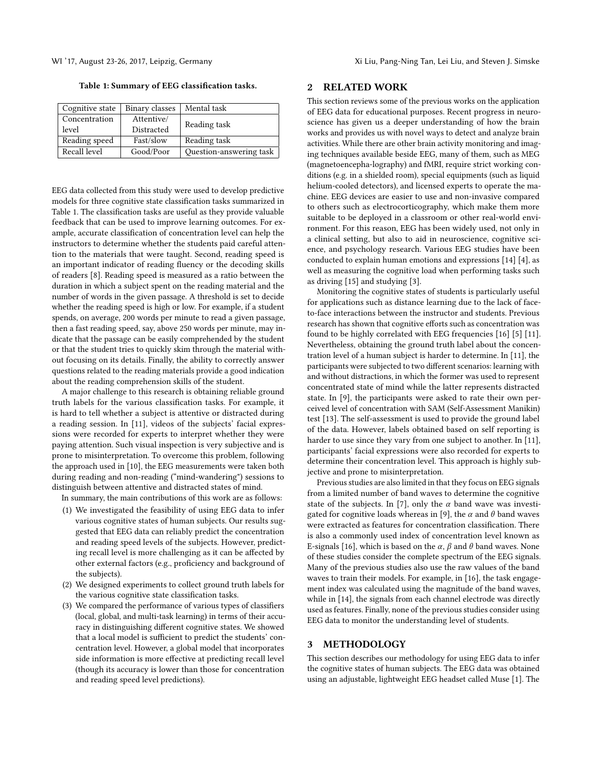Table 1: Summary of EEG classification tasks.

| Cognitive state | Binary classes | Mental task |
| --- | --- | --- |
| Concentration level | Attentive/ Distracted | Reading task |
| Reading speed | Fast/slow | Reading task |
| Recall level | Good/Poor | Question-answering task |

EEG data collected from this study were used to develop predictive models for three cognitive state classification tasks summarized in Table 1. The classification tasks are useful as they provide valuable feedback that can be used to improve learning outcomes. For example, accurate classification of concentration level can help the instructors to determine whether the students paid careful attention to the materials that were taught. Second, reading speed is an important indicator of reading fluency or the decoding skills of readers [8]. Reading speed is measured as a ratio between the duration in which a subject spent on the reading material and the number of words in the given passage. A threshold is set to decide whether the reading speed is high or low. For example, if a student spends, on average, 200 words per minute to read a given passage, then a fast reading speed, say, above 250 words per minute, may indicate that the passage can be easily comprehended by the student or that the student tries to quickly skim through the material without focusing on its details. Finally, the ability to correctly answer questions related to the reading materials provide a good indication about the reading comprehension skills of the student.

A major challenge to this research is obtaining reliable ground truth labels for the various classification tasks. For example, it is hard to tell whether a subject is attentive or distracted during a reading session. In [11], videos of the subjects' facial expressions were recorded for experts to interpret whether they were paying attention. Such visual inspection is very subjective and is prone to misinterpretation. To overcome this problem, following the approach used in [10], the EEG measurements were taken both during reading and non-reading ("mind-wandering") sessions to distinguish between attentive and distracted states of mind.

In summary, the main contributions of this work are as follows:

1. We investigated the feasibility of using EEG data to infer various cognitive states of human subjects. Our results suggested that EEG data can reliably predict the concentration and reading speed levels of the subjects. However, predicting recall level is more challenging as it can be affected by other external factors (e.g., proficiency and background of the subjects).
2. We designed experiments to collect ground truth labels for the various cognitive state classification tasks.
3. We compared the performance of various types of classifiers (local, global, and multi-task learning) in terms of their accuracy in distinguishing different cognitive states. We showed that a local model is sufficient to predict the students' concentration level. However, a global model that incorporates side information is more effective at predicting recall level (though its accuracy is lower than those for concentration and reading speed level predictions).

## 2 RELATED WORK

This section reviews some of the previous works on the application of EEG data for educational purposes. Recent progress in neuroscience has given us a deeper understanding of how the brain works and provides us with novel ways to detect and analyze brain activities. While there are other brain activity monitoring and imaging techniques available beside EEG, many of them, such as MEG (magnetoencepha-lography) and fMRI, require strict working conditions (e.g. in a shielded room), special equipments (such as liquid helium-cooled detectors), and licensed experts to operate the machine. EEG devices are easier to use and non-invasive compared to others such as electrocorticography, which make them more suitable to be deployed in a classroom or other real-world environment. For this reason, EEG has been widely used, not only in a clinical setting, but also to aid in neuroscience, cognitive science, and psychology research. Various EEG studies have been conducted to explain human emotions and expressions [14] [4], as well as measuring the cognitive load when performing tasks such as driving [15] and studying [3].

Monitoring the cognitive states of students is particularly useful for applications such as distance learning due to the lack of face-to-face interactions between the instructor and students. Previous research has shown that cognitive efforts such as concentration was found to be highly correlated with EEG frequencies [16] [5] [11]. Nevertheless, obtaining the ground truth label about the concentration level of a human subject is harder to determine. In [11], the participants were subjected to two different scenarios: learning with and without distractions, in which the former was used to represent concentrated state of mind while the latter represents distracted state. In [9], the participants were asked to rate their own perceived level of concentration with SAM (Self-Assessment Manikin) test [13]. The self-assessment is used to provide the ground label of the data. However, labels obtained based on self reporting is harder to use since they vary from one subject to another. In [11], participants' facial expressions were also recorded for experts to determine their concentration level. This approach is highly subjective and prone to misinterpretation.

Previous studies are also limited in that they focus on EEG signals from a limited number of band waves to determine the cognitive state of the subjects. In [7], only the $\alpha$ band wave was investigated for cognitive loads whereas in [9], the $\alpha$ and $\theta$ band waves were extracted as features for concentration classification. There is also a commonly used index of concentration level known as E-signals [16], which is based on the $\alpha$, $\beta$ and $\theta$ band waves. None of these studies consider the complete spectrum of the EEG signals. Many of the previous studies also use the raw values of the band waves to train their models. For example, in [16], the task engagement index was calculated using the magnitude of the band waves, while in [14], the signals from each channel electrode was directly used as features. Finally, none of the previous studies consider using EEG data to monitor the understanding level of students.

## 3 METHODOLOGY

This section describes our methodology for using EEG data to infer the cognitive states of human subjects. The EEG data was obtained using an adjustable, lightweight EEG headset called Muse [1]. The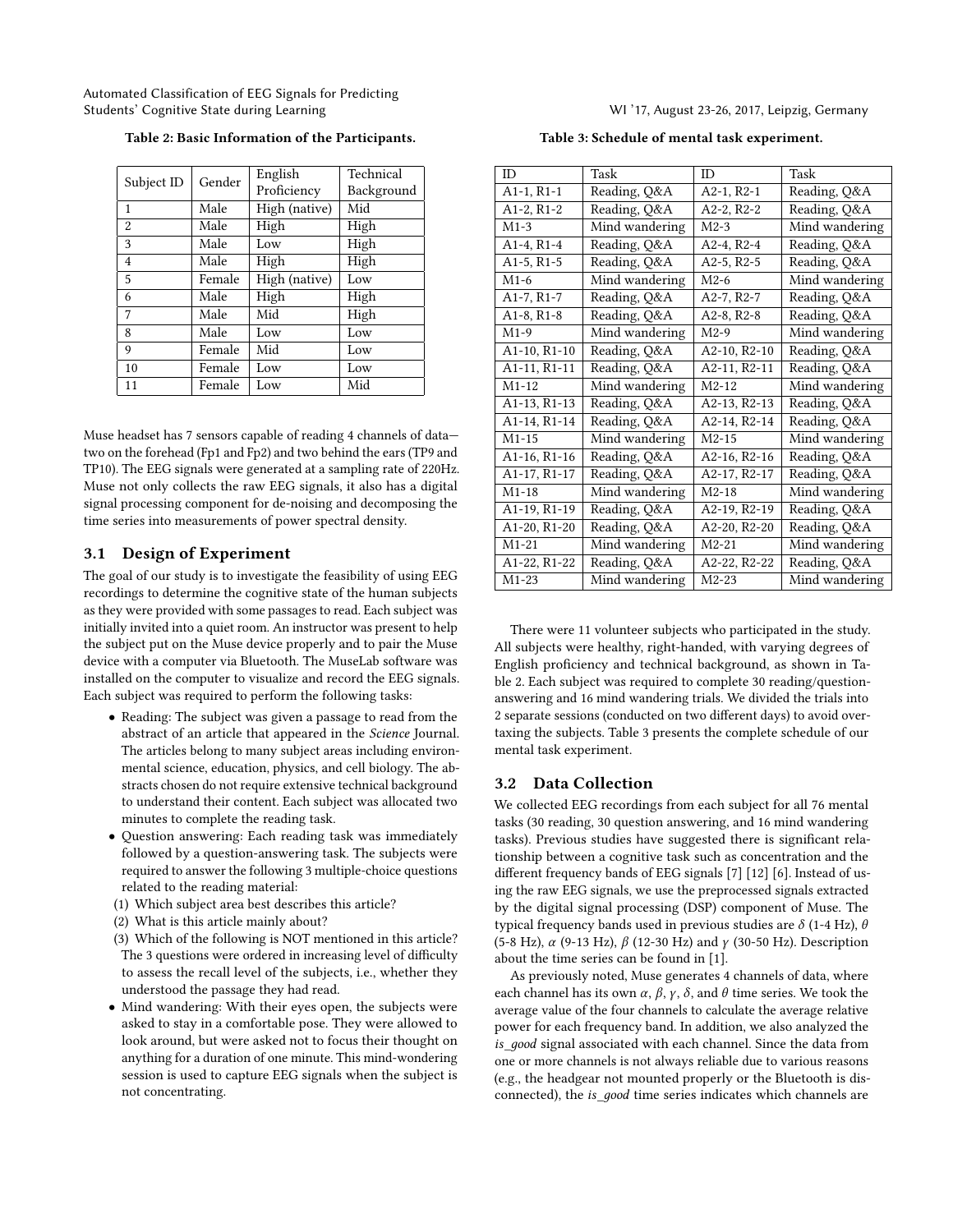Table 2: Basic Information of the Participants.

| Subject ID | Gender | English Proficiency | Technical Background |
|---|---|---|---|
| 1 | Male | High (native) | Mid |
| 2 | Male | High | High |
| 3 | Male | Low | High |
| 4 | Male | High | High |
| 5 | Female | High (native) | Low |
| 6 | Male | High | High |
| 7 | Male | Mid | High |
| 8 | Male | Low | Low |
| 9 | Female | Mid | Low |
| 10 | Female | Low | Low |
| 11 | Female | Low | Mid |

Muse headset has 7 sensors capable of reading 4 channels of data—two on the forehead (Fp1 and Fp2) and two behind the ears (TP9 and TP10). The EEG signals were generated at a sampling rate of 220Hz. Muse not only collects the raw EEG signals, it also has a digital signal processing component for de-noising and decomposing the time series into measurements of power spectral density.

## 3.1 Design of Experiment

The goal of our study is to investigate the feasibility of using EEG recordings to determine the cognitive state of the human subjects as they were provided with some passages to read. Each subject was initially invited into a quiet room. An instructor was present to help the subject put on the Muse device properly and to pair the Muse device with a computer via Bluetooth. The MuseLab software was installed on the computer to visualize and record the EEG signals. Each subject was required to perform the following tasks:

- Reading: The subject was given a passage to read from the abstract of an article that appeared in the *Science* Journal. The articles belong to many subject areas including environmental science, education, physics, and cell biology. The abstracts chosen do not require extensive technical background to understand their content. Each subject was allocated two minutes to complete the reading task.
- Question answering: Each reading task was immediately followed by a question-answering task. The subjects were required to answer the following 3 multiple-choice questions related to the reading material:
  (1) Which subject area best describes this article?
  (2) What is this article mainly about?
  (3) Which of the following is NOT mentioned in this article?
  The 3 questions were ordered in increasing level of difficulty to assess the recall level of the subjects, i.e., whether they understood the passage they had read.
- Mind wandering: With their eyes open, the subjects were asked to stay in a comfortable pose. They were allowed to look around, but were asked not to focus their thought on anything for a duration of one minute. This mind-wondering session is used to capture EEG signals when the subject is not concentrating.

Table 3: Schedule of mental task experiment.

| ID | Task | ID | Task |
|---|---|---|---|
| A1-1, R1-1 | Reading, Q&A | A2-1, R2-1 | Reading, Q&A |
| A1-2, R1-2 | Reading, Q&A | A2-2, R2-2 | Reading, Q&A |
| M1-3 | Mind wandering | M2-3 | Mind wandering |
| A1-4, R1-4 | Reading, Q&A | A2-4, R2-4 | Reading, Q&A |
| A1-5, R1-5 | Reading, Q&A | A2-5, R2-5 | Reading, Q&A |
| M1-6 | Mind wandering | M2-6 | Mind wandering |
| A1-7, R1-7 | Reading, Q&A | A2-7, R2-7 | Reading, Q&A |
| A1-8, R1-8 | Reading, Q&A | A2-8, R2-8 | Reading, Q&A |
| M1-9 | Mind wandering | M2-9 | Mind wandering |
| A1-10, R1-10 | Reading, Q&A | A2-10, R2-10 | Reading, Q&A |
| A1-11, R1-11 | Reading, Q&A | A2-11, R2-11 | Reading, Q&A |
| M1-12 | Mind wandering | M2-12 | Mind wandering |
| A1-13, R1-13 | Reading, Q&A | A2-13, R2-13 | Reading, Q&A |
| A1-14, R1-14 | Reading, Q&A | A2-14, R2-14 | Reading, Q&A |
| M1-15 | Mind wandering | M2-15 | Mind wandering |
| A1-16, R1-16 | Reading, Q&A | A2-16, R2-16 | Reading, Q&A |
| A1-17, R1-17 | Reading, Q&A | A2-17, R2-17 | Reading, Q&A |
| M1-18 | Mind wandering | M2-18 | Mind wandering |
| A1-19, R1-19 | Reading, Q&A | A2-19, R2-19 | Reading, Q&A |
| A1-20, R1-20 | Reading, Q&A | A2-20, R2-20 | Reading, Q&A |
| M1-21 | Mind wandering | M2-21 | Mind wandering |
| A1-22, R1-22 | Reading, Q&A | A2-22, R2-22 | Reading, Q&A |
| M1-23 | Mind wandering | M2-23 | Mind wandering |

There were 11 volunteer subjects who participated in the study. All subjects were healthy, right-handed, with varying degrees of English proficiency and technical background, as shown in Table 2. Each subject was required to complete 30 reading/question-answering and 16 mind wandering trials. We divided the trials into 2 separate sessions (conducted on two different days) to avoid overtaxing the subjects. Table 3 presents the complete schedule of our mental task experiment.

## 3.2 Data Collection

We collected EEG recordings from each subject for all 76 mental tasks (30 reading, 30 question answering, and 16 mind wandering tasks). Previous studies have suggested there is significant relationship between a cognitive task such as concentration and the different frequency bands of EEG signals [7] [12] [6]. Instead of using the raw EEG signals, we use the preprocessed signals extracted by the digital signal processing (DSP) component of Muse. The typical frequency bands used in previous studies are $\delta$ (1-4 Hz), $\theta$ (5-8 Hz), $\alpha$ (9-13 Hz), $\beta$ (12-30 Hz) and $\gamma$ (30-50 Hz). Description about the time series can be found in [1].

As previously noted, Muse generates 4 channels of data, where each channel has its own $\alpha$, $\beta$, $\gamma$, $\delta$, and $\theta$ time series. We took the average value of the four channels to calculate the average relative power for each frequency band. In addition, we also analyzed the *is_good* signal associated with each channel. Since the data from one or more channels is not always reliable due to various reasons (e.g., the headgear not mounted properly or the Bluetooth is disconnected), the *is_good* time series indicates which channels are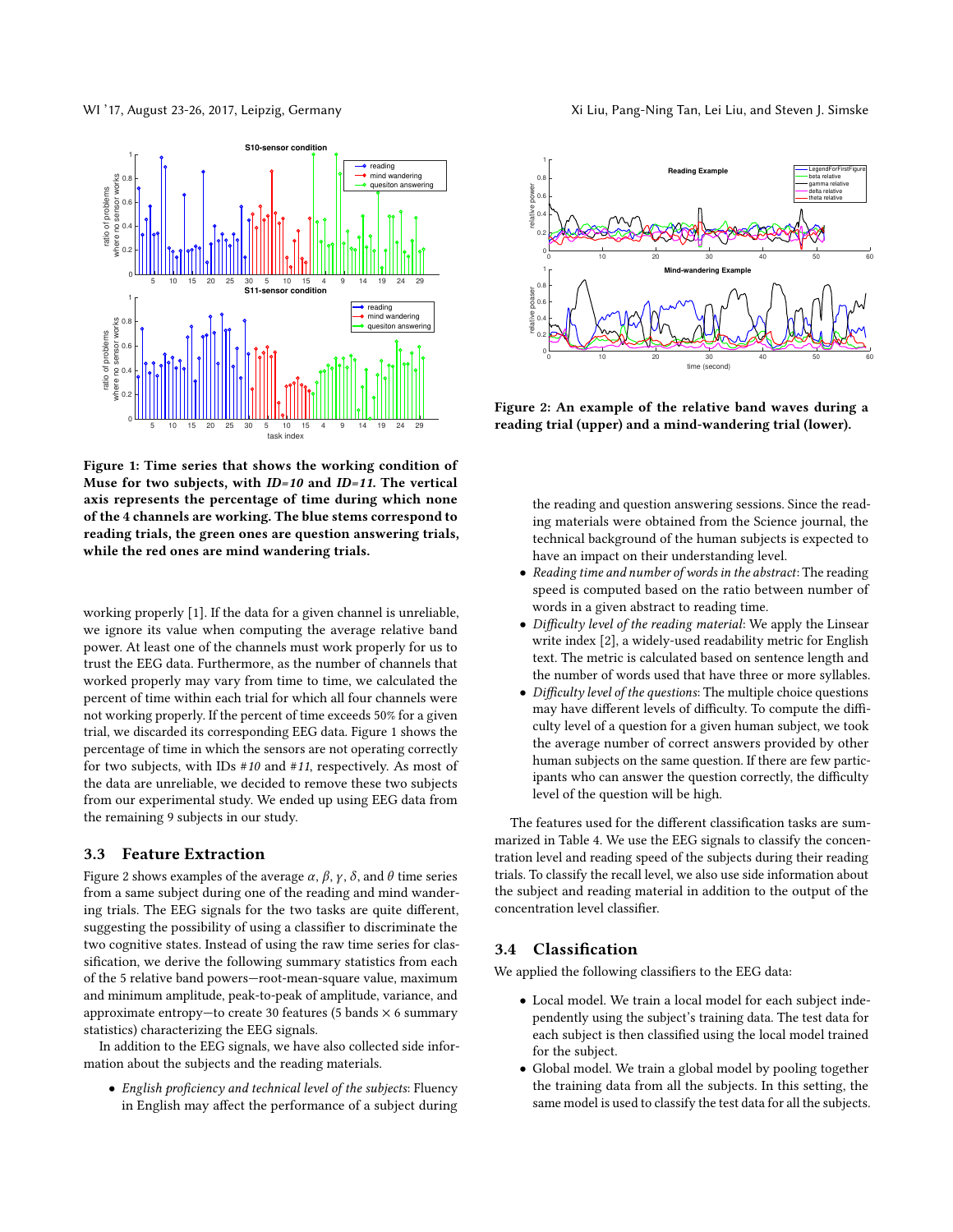Figure 1: Time series that shows the working condition of Muse for two subjects, with *ID=10* and *ID=11*. The vertical axis represents the percentage of time during which none of the 4 channels are working. The blue stems correspond to reading trials, the green ones are question answering trials, while the red ones are mind wandering trials.

working properly [1]. If the data for a given channel is unreliable, we ignore its value when computing the average relative band power. At least one of the channels must work properly for us to trust the EEG data. Furthermore, as the number of channels that worked properly may vary from time to time, we calculated the percent of time within each trial for which all four channels were not working properly. If the percent of time exceeds 50% for a given trial, we discarded its corresponding EEG data. Figure 1 shows the percentage of time in which the sensors are not operating correctly for two subjects, with IDs *#10* and *#11*, respectively. As most of the data are unreliable, we decided to remove these two subjects from our experimental study. We ended up using EEG data from the remaining 9 subjects in our study.

### 3.3 Feature Extraction

Figure 2 shows examples of the average $\alpha$, $\beta$, $\gamma$, $\delta$, and $\theta$ time series from a same subject during one of the reading and mind wandering trials. The EEG signals for the two tasks are quite different, suggesting the possibility of using a classifier to discriminate the two cognitive states. Instead of using the raw time series for classification, we derive the following summary statistics from each of the 5 relative band powers—root-mean-square value, maximum and minimum amplitude, peak-to-peak of amplitude, variance, and approximate entropy—to create 30 features (5 bands $\times$ 6 summary statistics) characterizing the EEG signals.

In addition to the EEG signals, we have also collected side information about the subjects and the reading materials.

- *English proficiency and technical level of the subjects*: Fluency in English may affect the performance of a subject during the reading and question answering sessions. Since the reading materials were obtained from the Science journal, the technical background of the human subjects is expected to have an impact on their understanding level.
- *Reading time and number of words in the abstract*: The reading speed is computed based on the ratio between number of words in a given abstract to reading time.
- *Difficulty level of the reading material*: We apply the Linsear write index [2], a widely-used readability metric for English text. The metric is calculated based on sentence length and the number of words used that have three or more syllables.
- *Difficulty level of the questions*: The multiple choice questions may have different levels of difficulty. To compute the difficulty level of a question for a given human subject, we took the average number of correct answers provided by other human subjects on the same question. If there are few participants who can answer the question correctly, the difficulty level of the question will be high.

Figure 2: An example of the relative band waves during a reading trial (upper) and a mind-wandering trial (lower).

The features used for the different classification tasks are summarized in Table 4. We use the EEG signals to classify the concentration level and reading speed of the subjects during their reading trials. To classify the recall level, we also use side information about the subject and reading material in addition to the output of the concentration level classifier.

### 3.4 Classification

We applied the following classifiers to the EEG data:

- Local model. We train a local model for each subject independently using the subject's training data. The test data for each subject is then classified using the local model trained for the subject.
- Global model. We train a global model by pooling together the training data from all the subjects. In this setting, the same model is used to classify the test data for all the subjects.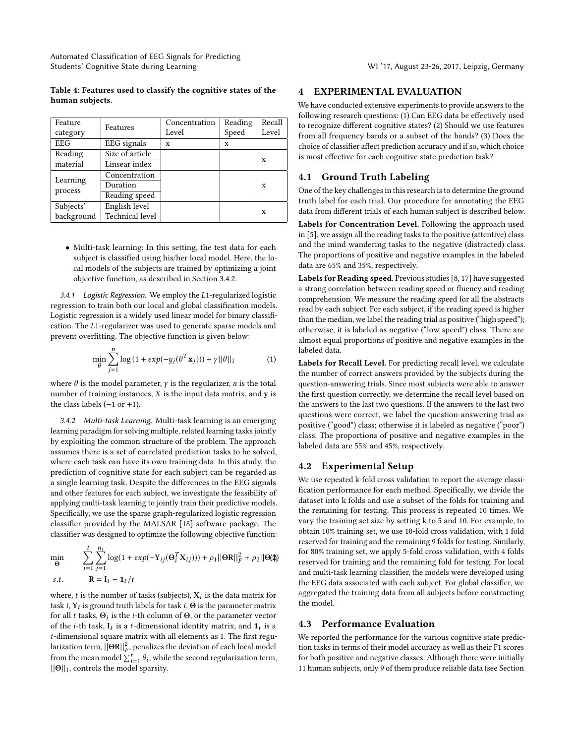**Table 4: Features used to classify the cognitive states of the human subjects.**

| Feature category | Features | Concentration Level | Reading Speed | Recall Level |
|---|---|---|---|---|
| EEG | EEG signals | x | x | |
| Reading material | Size of article | | | x |
| | Linsear index | | | |
| Learning process | Concentration | | | x |
| | Duration | | | |
| | Reading speed | | | |
| Subjects' background | English level | | | x |
| | Technical level | | | |

- Multi-task learning: In this setting, the test data for each subject is classified using his/her local model. Here, the local models of the subjects are trained by optimizing a joint objective function, as described in Section 3.4.2.

*3.4.1 Logistic Regression.* We employ the $L1$-regularized logistic regression to train both our local and global classification models. Logistic regression is a widely used linear model for binary classification. The $L1$-regularizer was used to generate sparse models and prevent overfitting. The objective function is given below:

$$\min_{\theta} \sum_{j=1}^{n} \log\left(1 + exp(-y_j(\theta^T \mathbf{x}_j))\right) + \gamma ||\theta||_1 \tag{1}$$

where $\theta$ is the model parameter, $\gamma$ is the regularizer, $n$ is the total number of training instances, $X$ is the input data matrix, and $\mathbf{y}$ is the class labels ($-1$ or $+1$).

*3.4.2 Multi-task Learning.* Multi-task learning is an emerging learning paradigm for solving multiple, related learning tasks jointly by exploiting the common structure of the problem. The approach assumes there is a set of correlated prediction tasks to be solved, where each task can have its own training data. In this study, the prediction of cognitive state for each subject can be regarded as a single learning task. Despite the differences in the EEG signals and other features for each subject, we investigate the feasibility of applying multi-task learning to jointly train their predictive models. Specifically, we use the sparse graph-regularized logistic regression classifier provided by the MALSAR [18] software package. The classifier was designed to optimize the following objective function:

$$\begin{aligned} \min_{\Theta} \quad & \sum_{i=1}^{t} \sum_{j=1}^{n_i} \log(1 + exp(-\mathbf{Y}_{ij}(\Theta_i^T \mathbf{X}_{ij}))) + \rho_1 ||\Theta \mathbf{R}||_F^2 + \rho_2 ||\Theta||_1 \\ s.t. \quad & \mathbf{R} = \mathbf{I}_t - \mathbf{1}_t / t \end{aligned} \tag{2}$$

where, $t$ is the number of tasks (subjects), $\mathbf{X}_i$ is the data matrix for task $i$, $\mathbf{Y}_i$ is ground truth labels for task $i$, $\Theta$ is the parameter matrix for all $t$ tasks, $\Theta_i$ is the $i$-th column of $\Theta$, or the parameter vector of the $i$-th task, $\mathbf{I}_t$ is a $t$-dimensional identity matrix, and $\mathbf{1}_t$ is a $t$-dimensional square matrix with all elements as 1. The first regularization term, $||\Theta \mathbf{R}||_F^2$, penalizes the deviation of each local model from the mean model $\sum_{i=1}^{t} \theta_i$, while the second regularization term, $||\Theta||_1$, controls the model sparsity.

## 4 EXPERIMENTAL EVALUATION

We have conducted extensive experiments to provide answers to the following research questions: (1) Can EEG data be effectively used to recognize different cognitive states? (2) Should we use features from all frequency bands or a subset of the bands? (3) Does the choice of classifier affect prediction accuracy and if so, which choice is most effective for each cognitive state prediction task?

### 4.1 Ground Truth Labeling

One of the key challenges in this research is to determine the ground truth label for each trial. Our procedure for annotating the EEG data from different trials of each human subject is described below.

**Labels for Concentration Level.** Following the approach used in [5], we assign all the reading tasks to the positive (attentive) class and the mind wandering tasks to the negative (distracted) class. The proportions of positive and negative examples in the labeled data are 65% and 35%, respectively.

**Labels for Reading speed.** Previous studies [8, 17] have suggested a strong correlation between reading speed or fluency and reading comprehension. We measure the reading speed for all the abstracts read by each subject. For each subject, if the reading speed is higher than the median, we label the reading trial as positive ("high speed"); otherwise, it is labeled as negative ("low speed") class. There are almost equal proportions of positive and negative examples in the labeled data.

**Labels for Recall Level.** For predicting recall level, we calculate the number of correct answers provided by the subjects during the question-answering trials. Since most subjects were able to answer the first question correctly, we determine the recall level based on the answers to the last two questions. If the answers to the last two questions were correct, we label the question-answering trial as positive ("good") class; otherwise it is labeled as negative ("poor") class. The proportions of positive and negative examples in the labeled data are 55% and 45%, respectively.

### 4.2 Experimental Setup

We use repeated k-fold cross validation to report the average classification performance for each method. Specifically, we divide the dataset into k folds and use a subset of the folds for training and the remaining for testing. This process is repeated 10 times. We vary the training set size by setting k to 5 and 10. For example, to obtain 10% training set, we use 10-fold cross validation, with 1 fold reserved for training and the remaining 9 folds for testing. Similarly, for 80% training set, we apply 5-fold cross validation, with 4 folds reserved for training and the remaining fold for testing. For local and multi-task learning classifier, the models were developed using the EEG data associated with each subject. For global classifier, we aggregated the training data from all subjects before constructing the model.

### 4.3 Performance Evaluation

We reported the performance for the various cognitive state prediction tasks in terms of their model accuracy as well as their F1 scores for both positive and negative classes. Although there were initially 11 human subjects, only 9 of them produce reliable data (see Section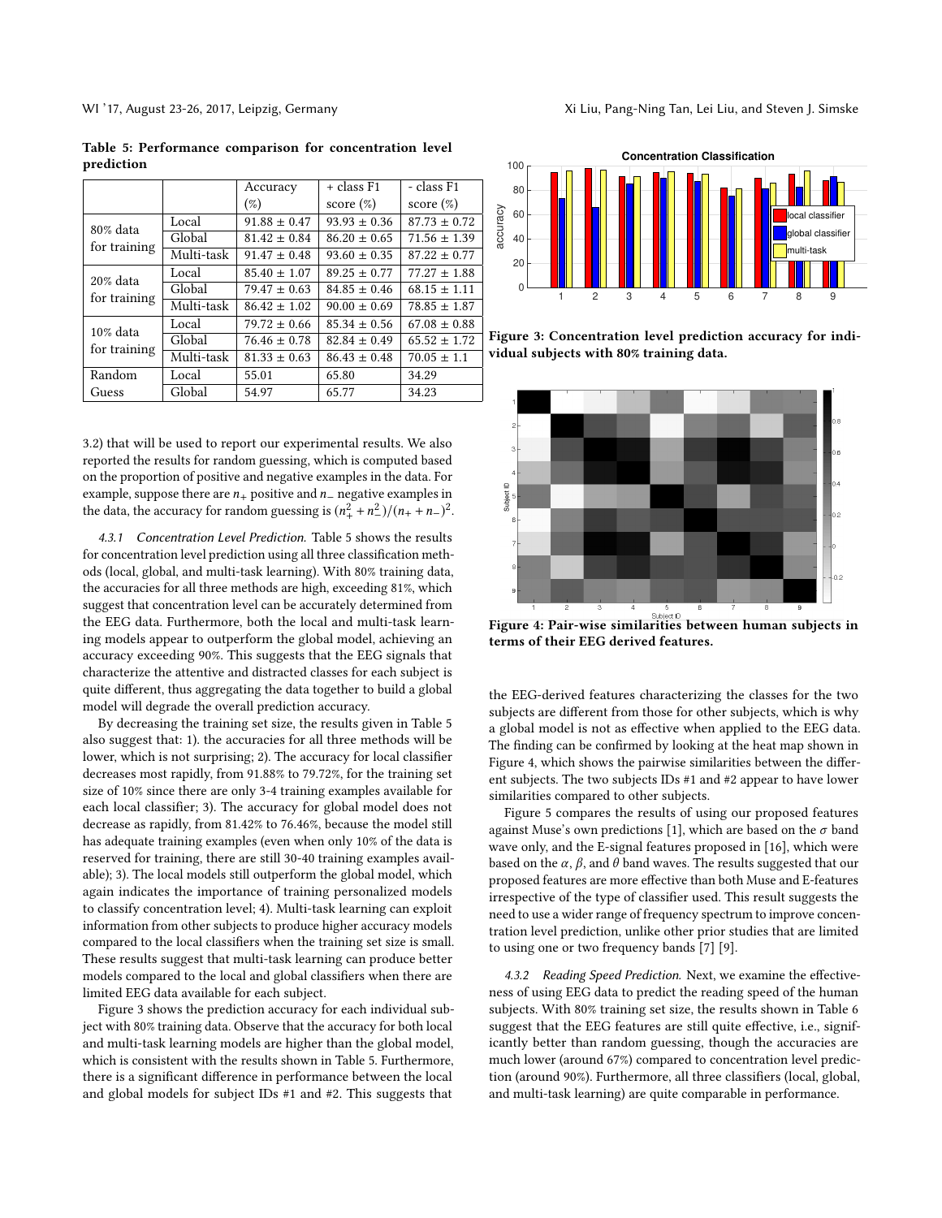**Table 5: Performance comparison for concentration level prediction**

| | | Accuracy (%) | + class F1 score (%) | - class F1 score (%) |
|---|---|---|---|---|
| 80% data for training | Local | 91.88 ± 0.47 | 93.93 ± 0.36 | 87.73 ± 0.72 |
| | Global | 81.42 ± 0.84 | 86.20 ± 0.65 | 71.56 ± 1.39 |
| | Multi-task | 91.47 ± 0.48 | 93.60 ± 0.35 | 87.22 ± 0.77 |
| 20% data for training | Local | 85.40 ± 1.07 | 89.25 ± 0.77 | 77.27 ± 1.88 |
| | Global | 79.47 ± 0.63 | 84.85 ± 0.46 | 68.15 ± 1.11 |
| | Multi-task | 86.42 ± 1.02 | 90.00 ± 0.69 | 78.85 ± 1.87 |
| 10% data for training | Local | 79.72 ± 0.66 | 85.34 ± 0.56 | 67.08 ± 0.88 |
| | Global | 76.46 ± 0.78 | 82.84 ± 0.49 | 65.52 ± 1.72 |
| | Multi-task | 81.33 ± 0.63 | 86.43 ± 0.48 | 70.05 ± 1.1 |
| Random Guess | Local | 55.01 | 65.80 | 34.29 |
| | Global | 54.97 | 65.77 | 34.23 |

3.2) that will be used to report our experimental results. We also reported the results for random guessing, which is computed based on the proportion of positive and negative examples in the data. For example, suppose there are $n_+$ positive and $n_-$ negative examples in the data, the accuracy for random guessing is $(n_+^2 + n_-^2)/(n_+ + n_-)^2$.

*4.3.1 Concentration Level Prediction.* Table 5 shows the results for concentration level prediction using all three classification methods (local, global, and multi-task learning). With 80% training data, the accuracies for all three methods are high, exceeding 81%, which suggest that concentration level can be accurately determined from the EEG data. Furthermore, both the local and multi-task learning models appear to outperform the global model, achieving an accuracy exceeding 90%. This suggests that the EEG signals that characterize the attentive and distracted classes for each subject is quite different, thus aggregating the data together to build a global model will degrade the overall prediction accuracy.

By decreasing the training set size, the results given in Table 5 also suggest that: 1). the accuracies for all three methods will be lower, which is not surprising; 2). The accuracy for local classifier decreases most rapidly, from 91.88% to 79.72%, for the training set size of 10% since there are only 3-4 training examples available for each local classifier; 3). The accuracy for global model does not decrease as rapidly, from 81.42% to 76.46%, because the model still has adequate training examples (even when only 10% of the data is reserved for training, there are still 30-40 training examples available); 3). The local models still outperform the global model, which again indicates the importance of training personalized models to classify concentration level; 4). Multi-task learning can exploit information from other subjects to produce higher accuracy models compared to the local classifiers when the training set size is small. These results suggest that multi-task learning can produce better models compared to the local and global classifiers when there are limited EEG data available for each subject.

Figure 3 shows the prediction accuracy for each individual subject with 80% training data. Observe that the accuracy for both local and multi-task learning models are higher than the global model, which is consistent with the results shown in Table 5. Furthermore, there is a significant difference in performance between the local and global models for subject IDs #1 and #2. This suggests that the EEG-derived features characterizing the classes for the two subjects are different from those for other subjects, which is why a global model is not as effective when applied to the EEG data. The finding can be confirmed by looking at the heat map shown in Figure 4, which shows the pairwise similarities between the different subjects. The two subjects IDs #1 and #2 appear to have lower similarities compared to other subjects.

**Figure 3: Concentration level prediction accuracy for individual subjects with 80% training data.**

**Figure 4: Pair-wise similarities between human subjects in terms of their EEG derived features.**

Figure 5 compares the results of using our proposed features against Muse's own predictions [1], which are based on the $\sigma$ band wave only, and the E-signal features proposed in [16], which were based on the $\alpha$, $\beta$, and $\theta$ band waves. The results suggested that our proposed features are more effective than both Muse and E-features irrespective of the type of classifier used. This result suggests the need to use a wider range of frequency spectrum to improve concentration level prediction, unlike other prior studies that are limited to using one or two frequency bands [7] [9].

*4.3.2 Reading Speed Prediction.* Next, we examine the effectiveness of using EEG data to predict the reading speed of the human subjects. With 80% training set size, the results shown in Table 6 suggest that the EEG features are still quite effective, i.e., significantly better than random guessing, though the accuracies are much lower (around 67%) compared to concentration level prediction (around 90%). Furthermore, all three classifiers (local, global, and multi-task learning) are quite comparable in performance.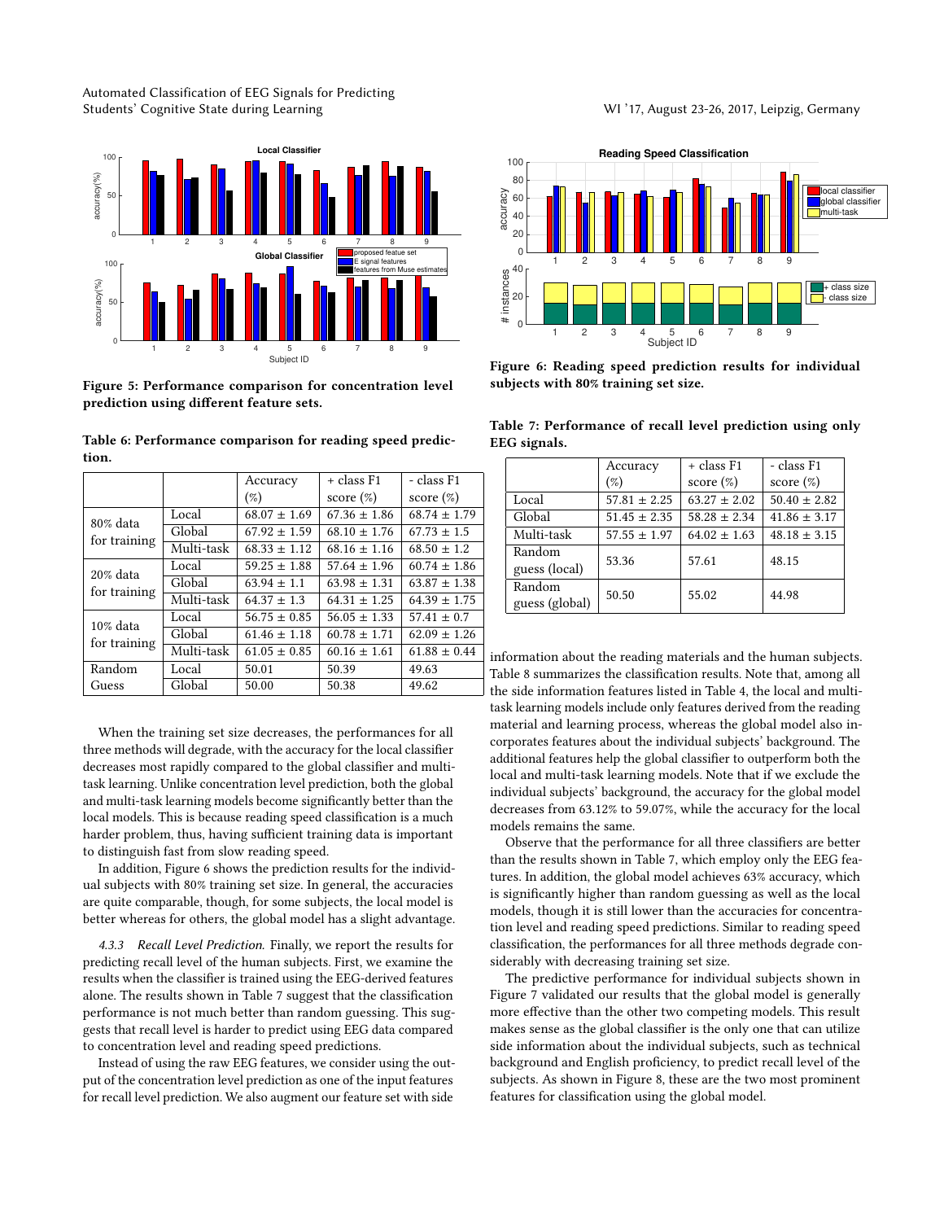Figure 5: Performance comparison for concentration level prediction using different feature sets.

Table 6: Performance comparison for reading speed prediction.

| | | Accuracy (%) | + class F1 score (%) | - class F1 score (%) |
|---|---|---|---|---|
| 80% data for training | Local | 68.07 ± 1.69 | 67.36 ± 1.86 | 68.74 ± 1.79 |
| | Global | 67.92 ± 1.59 | 68.10 ± 1.76 | 67.73 ± 1.5 |
| | Multi-task | 68.33 ± 1.12 | 68.16 ± 1.16 | 68.50 ± 1.2 |
| 20% data for training | Local | 59.25 ± 1.88 | 57.64 ± 1.96 | 60.74 ± 1.86 |
| | Global | 63.94 ± 1.1 | 63.98 ± 1.31 | 63.87 ± 1.38 |
| | Multi-task | 64.37 ± 1.3 | 64.31 ± 1.25 | 64.39 ± 1.75 |
| 10% data for training | Local | 56.75 ± 0.85 | 56.05 ± 1.33 | 57.41 ± 0.7 |
| | Global | 61.46 ± 1.18 | 60.78 ± 1.71 | 62.09 ± 1.26 |
| | Multi-task | 61.05 ± 0.85 | 60.16 ± 1.61 | 61.88 ± 0.44 |
| Random Guess | Local | 50.01 | 50.39 | 49.63 |
| | Global | 50.00 | 50.38 | 49.62 |

When the training set size decreases, the performances for all three methods will degrade, with the accuracy for the local classifier decreases most rapidly compared to the global classifier and multi-task learning. Unlike concentration level prediction, both the global and multi-task learning models become significantly better than the local models. This is because reading speed classification is a much harder problem, thus, having sufficient training data is important to distinguish fast from slow reading speed.

In addition, Figure 6 shows the prediction results for the individual subjects with 80% training set size. In general, the accuracies are quite comparable, though, for some subjects, the local model is better whereas for others, the global model has a slight advantage.

*4.3.3 Recall Level Prediction.* Finally, we report the results for predicting recall level of the human subjects. First, we examine the results when the classifier is trained using the EEG-derived features alone. The results shown in Table 7 suggest that the classification performance is not much better than random guessing. This suggests that recall level is harder to predict using EEG data compared to concentration level and reading speed predictions.

Instead of using the raw EEG features, we consider using the output of the concentration level prediction as one of the input features for recall level prediction. We also augment our feature set with side

Figure 6: Reading speed prediction results for individual subjects with 80% training set size.

Table 7: Performance of recall level prediction using only EEG signals.

| | Accuracy (%) | + class F1 score (%) | - class F1 score (%) |
|---|---|---|---|
| Local | 57.81 ± 2.25 | 63.27 ± 2.02 | 50.40 ± 2.82 |
| Global | 51.45 ± 2.35 | 58.28 ± 2.34 | 41.86 ± 3.17 |
| Multi-task | 57.55 ± 1.97 | 64.02 ± 1.63 | 48.18 ± 3.15 |
| Random guess (local) | 53.36 | 57.61 | 48.15 |
| Random guess (global) | 50.50 | 55.02 | 44.98 |

information about the reading materials and the human subjects. Table 8 summarizes the classification results. Note that, among all the side information features listed in Table 4, the local and multi-task learning models include only features derived from the reading material and learning process, whereas the global model also incorporates features about the individual subjects' background. The additional features help the global classifier to outperform both the local and multi-task learning models. Note that if we exclude the individual subjects' background, the accuracy for the global model decreases from 63.12% to 59.07%, while the accuracy for the local models remains the same.

Observe that the performance for all three classifiers are better than the results shown in Table 7, which employ only the EEG features. In addition, the global model achieves 63% accuracy, which is significantly higher than random guessing as well as the local models, though it is still lower than the accuracies for concentration level and reading speed predictions. Similar to reading speed classification, the performances for all three methods degrade considerably with decreasing training set size.

The predictive performance for individual subjects shown in Figure 7 validated our results that the global model is generally more effective than the other two competing models. This result makes sense as the global classifier is the only one that can utilize side information about the individual subjects, such as technical background and English proficiency, to predict recall level of the subjects. As shown in Figure 8, these are the two most prominent features for classification using the global model.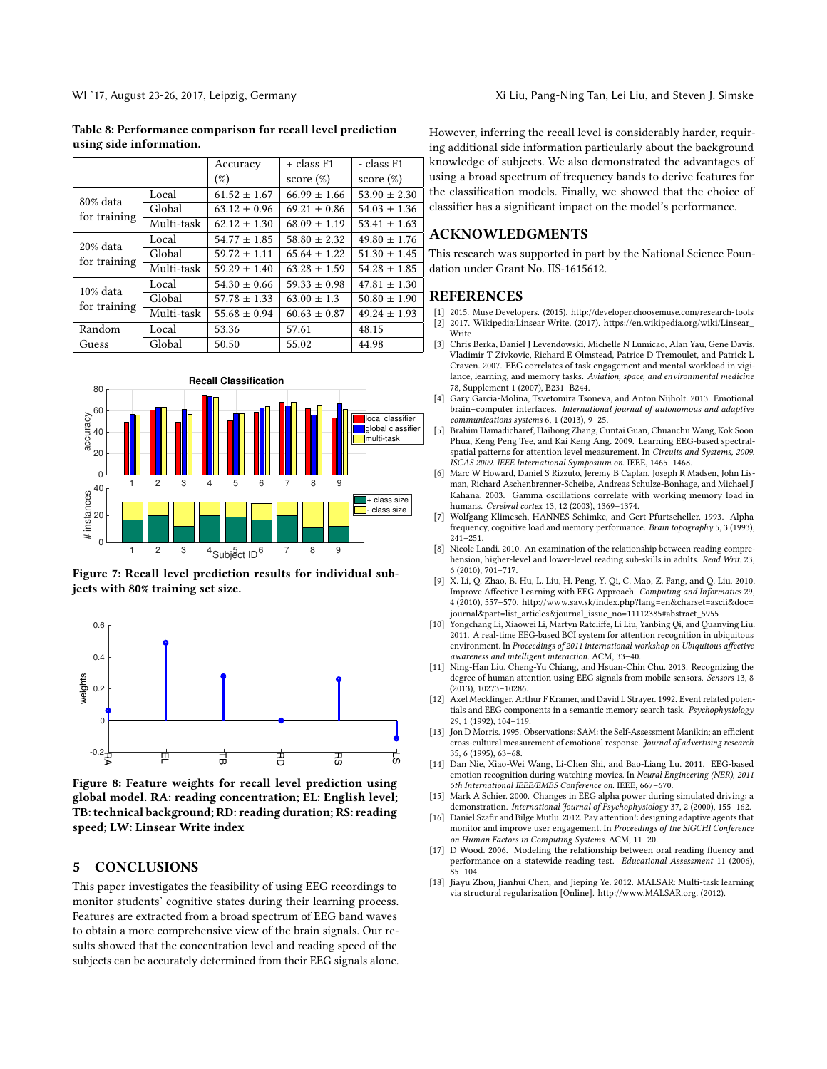**Table 8: Performance comparison for recall level prediction using side information.**

| | | Accuracy (%) | + class F1 score (%) | - class F1 score (%) |
|---|---|---|---|---|
| 80% data for training | Local | 61.52 ± 1.67 | 66.99 ± 1.66 | 53.90 ± 2.30 |
| | Global | 63.12 ± 0.96 | 69.21 ± 0.86 | 54.03 ± 1.36 |
| | Multi-task | 62.12 ± 1.30 | 68.09 ± 1.19 | 53.41 ± 1.63 |
| 20% data for training | Local | 54.77 ± 1.85 | 58.80 ± 2.32 | 49.80 ± 1.76 |
| | Global | 59.72 ± 1.11 | 65.64 ± 1.22 | 51.30 ± 1.45 |
| | Multi-task | 59.29 ± 1.40 | 63.28 ± 1.59 | 54.28 ± 1.85 |
| 10% data for training | Local | 54.30 ± 0.66 | 59.33 ± 0.98 | 47.81 ± 1.30 |
| | Global | 57.78 ± 1.33 | 63.00 ± 1.3 | 50.80 ± 1.90 |
| | Multi-task | 55.68 ± 0.94 | 60.63 ± 0.87 | 49.24 ± 1.93 |
| Random Guess | Local | 53.36 | 57.61 | 48.15 |
| | Global | 50.50 | 55.02 | 44.98 |

Recall Classification

accuracy

local classifier
global classifier
multi-task

# instances

+ class size
- class size

Subject ID

**Figure 7: Recall level prediction results for individual subjects with 80% training set size.**

weights

RA EL TB RD RS LS

**Figure 8: Feature weights for recall level prediction using global model. RA: reading concentration; EL: English level; TB: technical background; RD: reading duration; RS: reading speed; LW: Linsear Write index**

## 5 CONCLUSIONS

This paper investigates the feasibility of using EEG recordings to monitor students' cognitive states during their learning process. Features are extracted from a broad spectrum of EEG band waves to obtain a more comprehensive view of the brain signals. Our results showed that the concentration level and reading speed of the subjects can be accurately determined from their EEG signals alone. However, inferring the recall level is considerably harder, requiring additional side information particularly about the background knowledge of subjects. We also demonstrated the advantages of using a broad spectrum of frequency bands to derive features for the classification models. Finally, we showed that the choice of classifier has a significant impact on the model's performance.

## ACKNOWLEDGMENTS

This research was supported in part by the National Science Foundation under Grant No. IIS-1615612.

## REFERENCES

[1] 2015. Muse Developers. (2015). http://developer.choosemuse.com/research-tools

[2] 2017. Wikipedia:Linsear Write. (2017). https://en.wikipedia.org/wiki/Linsear_Write

[3] Chris Berka, Daniel J Levendowski, Michelle N Lumicao, Alan Yau, Gene Davis, Vladimir T Zivkovic, Richard E Olmstead, Patrice D Tremoulet, and Patrick L Craven. 2007. EEG correlates of task engagement and mental workload in vigilance, learning, and memory tasks. *Aviation, space, and environmental medicine* 78, Supplement 1 (2007), B231–B244.

[4] Gary Garcia-Molina, Tsvetomira Tsoneva, and Anton Nijholt. 2013. Emotional brain–computer interfaces. *International journal of autonomous and adaptive communications systems* 6, 1 (2013), 9–25.

[5] Brahim Hamadicharef, Haihong Zhang, Cuntai Guan, Chuanchu Wang, Kok Soon Phua, Keng Peng Tee, and Kai Keng Ang. 2009. Learning EEG-based spectral-spatial patterns for attention level measurement. In *Circuits and Systems, 2009. ISCAS 2009. IEEE International Symposium on*. IEEE, 1465–1468.

[6] Marc W Howard, Daniel S Rizzuto, Jeremy B Caplan, Joseph R Madsen, John Lisman, Richard Aschenbrenner-Scheibe, Andreas Schulze-Bonhage, and Michael J Kahana. 2003. Gamma oscillations correlate with working memory load in humans. *Cerebral cortex* 13, 12 (2003), 1369–1374.

[7] Wolfgang Klimesch, HANNES Schimke, and Gert Pfurtscheller. 1993. Alpha frequency, cognitive load and memory performance. *Brain topography* 5, 3 (1993), 241–251.

[8] Nicole Landi. 2010. An examination of the relationship between reading comprehension, higher-level and lower-level reading sub-skills in adults. *Read Writ.* 23, 6 (2010), 701–717.

[9] X. Li, Q. Zhao, B. Hu, L. Liu, H. Peng, Y. Qi, C. Mao, Z. Fang, and Q. Liu. 2010. Improve Affective Learning with EEG Approach. *Computing and Informatics* 29, 4 (2010), 557–570. http://www.sav.sk/index.php?lang=en&charset=ascii&doc=journal&part=list_articles&journal_issue_no=11112385#abstract_5955

[10] Yongchang Li, Xiaowei Li, Martyn Ratcliffe, Li Liu, Yanbing Qi, and Quanying Liu. 2011. A real-time EEG-based BCI system for attention recognition in ubiquitous environment. In *Proceedings of 2011 international workshop on Ubiquitous affective awareness and intelligent interaction*. ACM, 33–40.

[11] Ning-Han Liu, Cheng-Yu Chiang, and Hsuan-Chin Chu. 2013. Recognizing the degree of human attention using EEG signals from mobile sensors. *Sensors* 13, 8 (2013), 10273–10286.

[12] Axel Mecklinger, Arthur F Kramer, and David L Strayer. 1992. Event related potentials and EEG components in a semantic memory search task. *Psychophysiology* 29, 1 (1992), 104–119.

[13] Jon D Morris. 1995. Observations: SAM: the Self-Assessment Manikin; an efficient cross-cultural measurement of emotional response. *Journal of advertising research* 35, 6 (1995), 63–68.

[14] Dan Nie, Xiao-Wei Wang, Li-Chen Shi, and Bao-Liang Lu. 2011. EEG-based emotion recognition during watching movies. In *Neural Engineering (NER), 2011 5th International IEEE/EMBS Conference on*. IEEE, 667–670.

[15] Mark A Schier. 2000. Changes in EEG alpha power during simulated driving: a demonstration. *International Journal of Psychophysiology* 37, 2 (2000), 155–162.

[16] Daniel Szafir and Bilge Mutlu. 2012. Pay attention!: designing adaptive agents that monitor and improve user engagement. In *Proceedings of the SIGCHI Conference on Human Factors in Computing Systems*. ACM, 11–20.

[17] D Wood. 2006. Modeling the relationship between oral reading fluency and performance on a statewide reading test. *Educational Assessment* 11 (2006), 85–104.

[18] Jiayu Zhou, Jianhui Chen, and Jieping Ye. 2012. MALSAR: Multi-task learning via structural regularization [Online]. http://www.MALSAR.org. (2012).